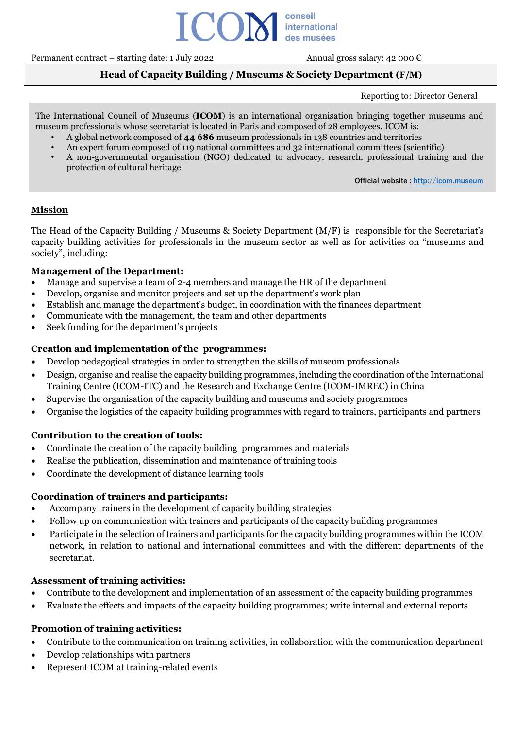ICOM conseil international des musées

Permanent contract – starting date: 1 July 2022

Annual gross salary: 42 000 €

## Head of Capacity Building / Museums & Society Department (F/M)

Reporting to: Director General

The International Council of Museums (**ICOM**) is an international organisation bringing together museums and museum professionals whose secretariat is located in Paris and composed of 28 employees. ICOM is:

- A global network composed of **44 686** museum professionals in 138 countries and territories
- An expert forum composed of 119 national committees and 32 international committees (scientific)
- A non-governmental organisation (NGO) dedicated to advocacy, research, professional training and the protection of cultural heritage

**Official website : http://icom.museum**

### Mission

The Head of the Capacity Building / Museums & Society Department (M/F) is responsible for the Secretariat's capacity building activities for professionals in the museum sector as well as for activities on "museums and society", including:

#### Management of the Department:

- Manage and supervise a team of 2-4 members and manage the HR of the department
- Develop, organise and monitor projects and set up the department's work plan
- Establish and manage the department's budget, in coordination with the finances department
- Communicate with the management, the team and other departments
- Seek funding for the department's projects

#### Creation and implementation of the programmes:

- Develop pedagogical strategies in order to strengthen the skills of museum professionals
- Design, organise and realise the capacity building programmes, including the coordination of the International Training Centre (ICOM-ITC) and the Research and Exchange Centre (ICOM-IMREC) in China
- Supervise the organisation of the capacity building and museums and society programmes
- Organise the logistics of the capacity building programmes with regard to trainers, participants and partners

#### Contribution to the creation of tools:

- Coordinate the creation of the capacity building programmes and materials
- Realise the publication, dissemination and maintenance of training tools
- Coordinate the development of distance learning tools

#### Coordination of trainers and participants:

- Accompany trainers in the development of capacity building strategies
- Follow up on communication with trainers and participants of the capacity building programmes
- Participate in the selection of trainers and participants for the capacity building programmes within the ICOM network, in relation to national and international committees and with the different departments of the secretariat.

#### Assessment of training activities:

- Contribute to the development and implementation of an assessment of the capacity building programmes
- Evaluate the effects and impacts of the capacity building programmes; write internal and external reports

#### Promotion of training activities:

- Contribute to the communication on training activities, in collaboration with the communication department
- Develop relationships with partners
- Represent ICOM at training-related events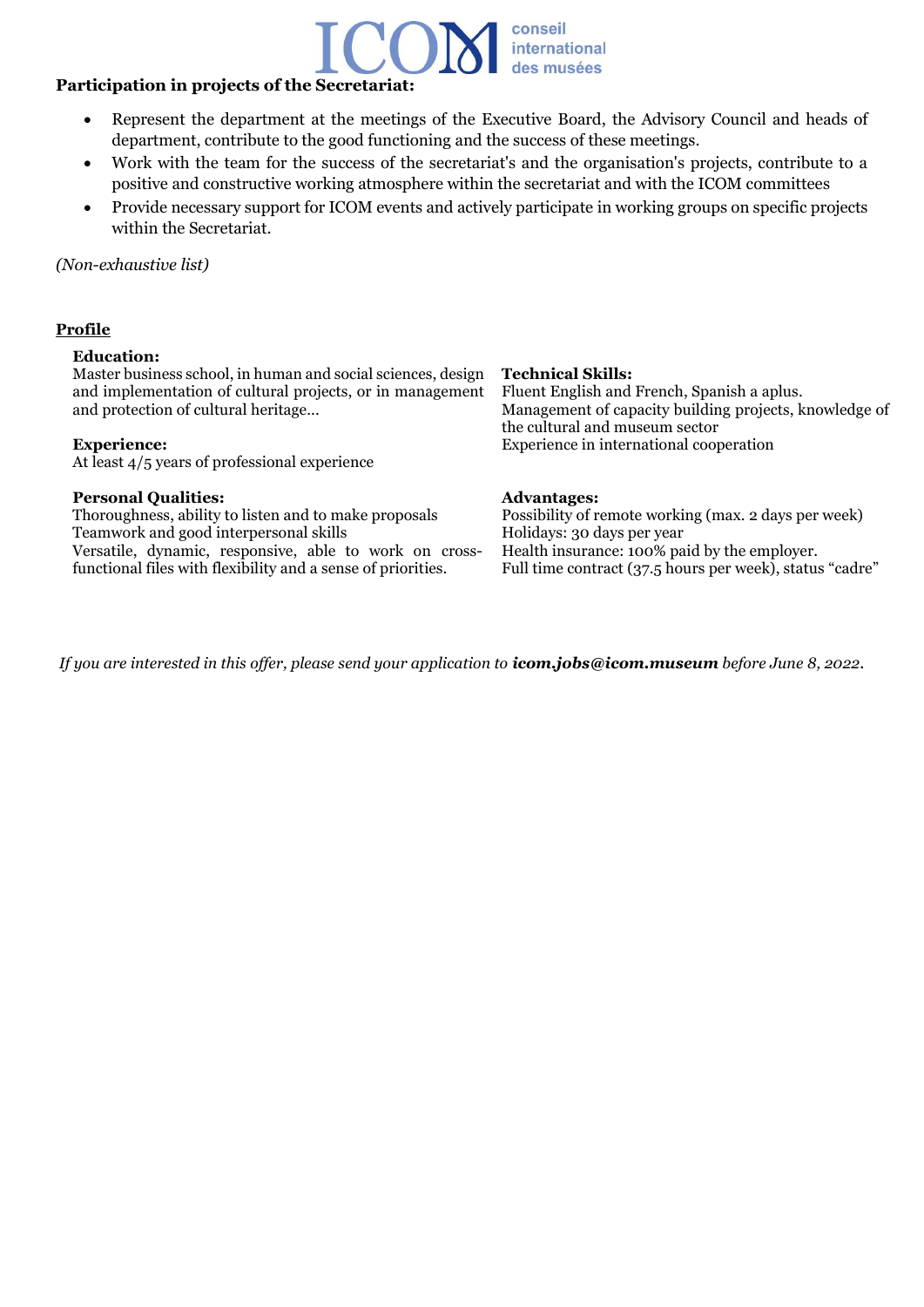**Participation in projects of the Secretariat:**

- Represent the department at the meetings of the Executive Board, the Advisory Council and heads of department, contribute to the good functioning and the success of these meetings.
- Work with the team for the success of the secretariat's and the organisation's projects, contribute to a positive and constructive working atmosphere within the secretariat and with the ICOM committees
- Provide necessary support for ICOM events and actively participate in working groups on specific projects within the Secretariat.

*(Non-exhaustive list)*

**Profile**

**Education:**
Master business school, in human and social sciences, design and implementation of cultural projects, or in management and protection of cultural heritage...

**Experience:**
At least 4/5 years of professional experience

**Personal Qualities:**
Thoroughness, ability to listen and to make proposals
Teamwork and good interpersonal skills
Versatile, dynamic, responsive, able to work on cross-functional files with flexibility and a sense of priorities.

**Technical Skills:**
Fluent English and French, Spanish a aplus.
Management of capacity building projects, knowledge of the cultural and museum sector
Experience in international cooperation

**Advantages:**
Possibility of remote working (max. 2 days per week)
Holidays: 30 days per year
Health insurance: 100% paid by the employer.
Full time contract (37.5 hours per week), status “cadre”

*If you are interested in this offer, please send your application to* ***icom.jobs@icom.museum*** *before June 8, 2022.*